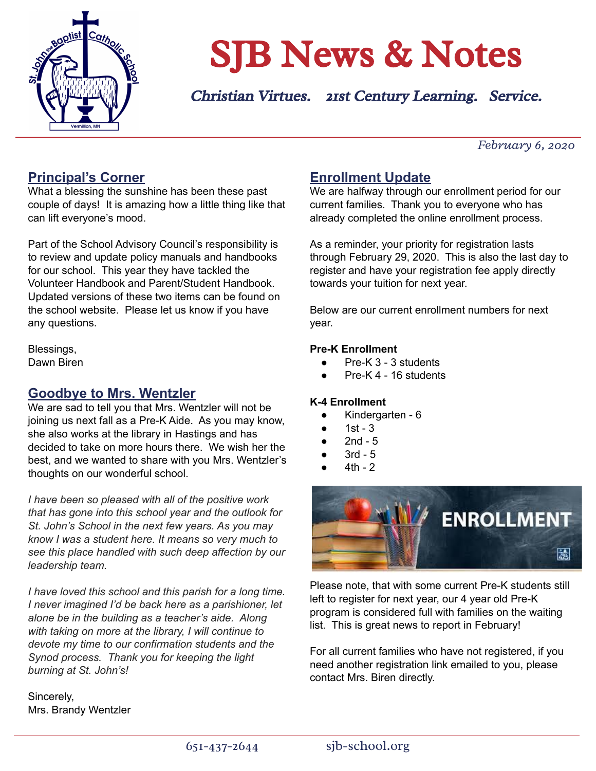# SJB News & Notes

*Christian Virtues. 21st Century Learning. Service.*

*February 6, 2020*

## Principal's Corner

What a blessing the sunshine has been these past couple of days! It is amazing how a little thing like that can lift everyone's mood.

Part of the School Advisory Council's responsibility is to review and update policy manuals and handbooks for our school. This year they have tackled the Volunteer Handbook and Parent/Student Handbook. Updated versions of these two items can be found on the school website. Please let us know if you have any questions.

Blessings,
Dawn Biren

## Goodbye to Mrs. Wentzler

We are sad to tell you that Mrs. Wentzler will not be joining us next fall as a Pre-K Aide. As you may know, she also works at the library in Hastings and has decided to take on more hours there. We wish her the best, and we wanted to share with you Mrs. Wentzler's thoughts on our wonderful school.

*I have been so pleased with all of the positive work that has gone into this school year and the outlook for St. John's School in the next few years. As you may know I was a student here. It means so very much to see this place handled with such deep affection by our leadership team.*

*I have loved this school and this parish for a long time. I never imagined I'd be back here as a parishioner, let alone be in the building as a teacher's aide. Along with taking on more at the library, I will continue to devote my time to our confirmation students and the Synod process. Thank you for keeping the light burning at St. John's!*

Sincerely,
Mrs. Brandy Wentzler

## Enrollment Update

We are halfway through our enrollment period for our current families. Thank you to everyone who has already completed the online enrollment process.

As a reminder, your priority for registration lasts through February 29, 2020. This is also the last day to register and have your registration fee apply directly towards your tuition for next year.

Below are our current enrollment numbers for next year.

**Pre-K Enrollment**

- Pre-K 3 - 3 students
- Pre-K 4 - 16 students

**K-4 Enrollment**

- Kindergarten - 6
- 1st - 3
- 2nd - 5
- 3rd - 5
- 4th - 2

Please note, that with some current Pre-K students still left to register for next year, our 4 year old Pre-K program is considered full with families on the waiting list. This is great news to report in February!

For all current families who have not registered, if you need another registration link emailed to you, please contact Mrs. Biren directly.

651-437-2644 sjb-school.org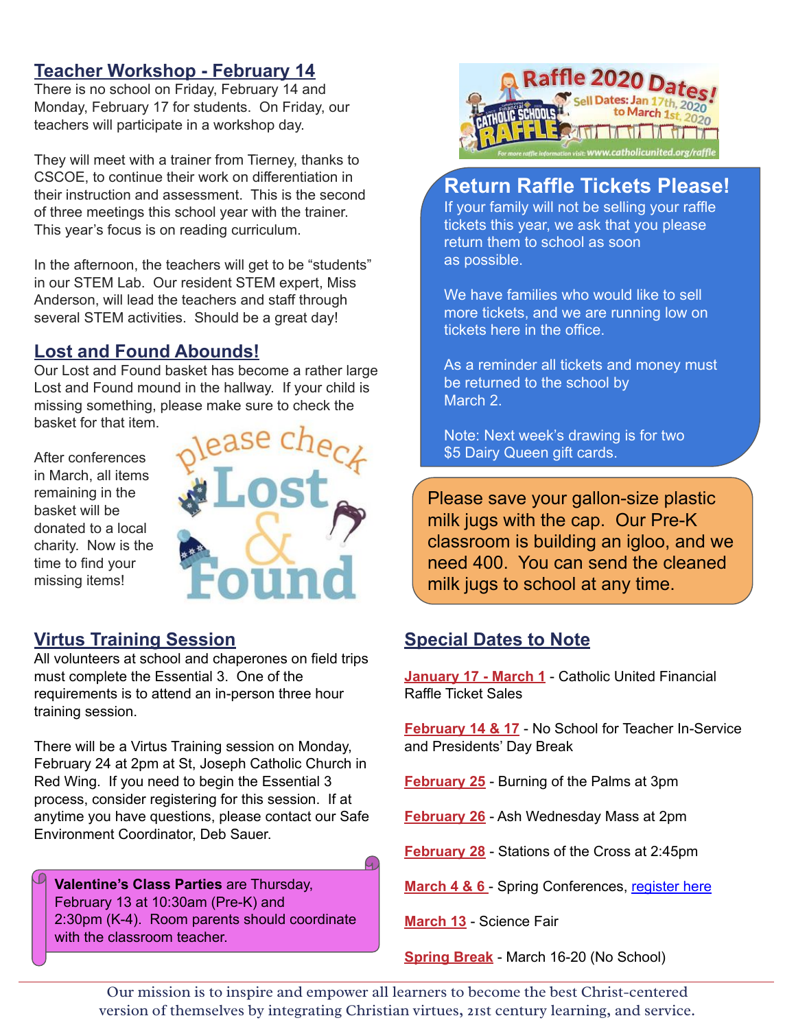## Teacher Workshop - February 14

There is no school on Friday, February 14 and Monday, February 17 for students. On Friday, our teachers will participate in a workshop day.

They will meet with a trainer from Tierney, thanks to CSCOE, to continue their work on differentiation in their instruction and assessment. This is the second of three meetings this school year with the trainer. This year's focus is on reading curriculum.

In the afternoon, the teachers will get to be "students" in our STEM Lab. Our resident STEM expert, Miss Anderson, will lead the teachers and staff through several STEM activities. Should be a great day!

## Lost and Found Abounds!

Our Lost and Found basket has become a rather large Lost and Found mound in the hallway. If your child is missing something, please make sure to check the basket for that item.

After conferences in March, all items remaining in the basket will be donated to a local charity. Now is the time to find your missing items!

please check Lost & Found

## Virtus Training Session

All volunteers at school and chaperones on field trips must complete the Essential 3. One of the requirements is to attend an in-person three hour training session.

There will be a Virtus Training session on Monday, February 24 at 2pm at St, Joseph Catholic Church in Red Wing. If you need to begin the Essential 3 process, consider registering for this session. If at anytime you have questions, please contact our Safe Environment Coordinator, Deb Sauer.

**Valentine's Class Parties** are Thursday, February 13 at 10:30am (Pre-K) and 2:30pm (K-4). Room parents should coordinate with the classroom teacher.

Raffle 2020 Dates! Sell Dates: Jan 17th, 2020 to March 1st, 2020

Catholic United Financial CATHOLIC SCHOOLS RAFFLE

For more raffle information visit: www.catholicunited.org/raffle

## Return Raffle Tickets Please!

If your family will not be selling your raffle tickets this year, we ask that you please return them to school as soon as possible.

We have families who would like to sell more tickets, and we are running low on tickets here in the office.

As a reminder all tickets and money must be returned to the school by March 2.

Note: Next week's drawing is for two $5 Dairy Queen gift cards.

Please save your gallon-size plastic milk jugs with the cap. Our Pre-K classroom is building an igloo, and we need 400. You can send the cleaned milk jugs to school at any time.

## Special Dates to Note

**January 17 - March 1** - Catholic United Financial Raffle Ticket Sales

**February 14 & 17** - No School for Teacher In-Service and Presidents' Day Break

**February 25** - Burning of the Palms at 3pm

**February 26** - Ash Wednesday Mass at 2pm

**February 28** - Stations of the Cross at 2:45pm

**March 4 & 6** - Spring Conferences, register here

**March 13** - Science Fair

**Spring Break** - March 16-20 (No School)

Our mission is to inspire and empower all learners to become the best Christ-centered version of themselves by integrating Christian virtues, 21st century learning, and service.